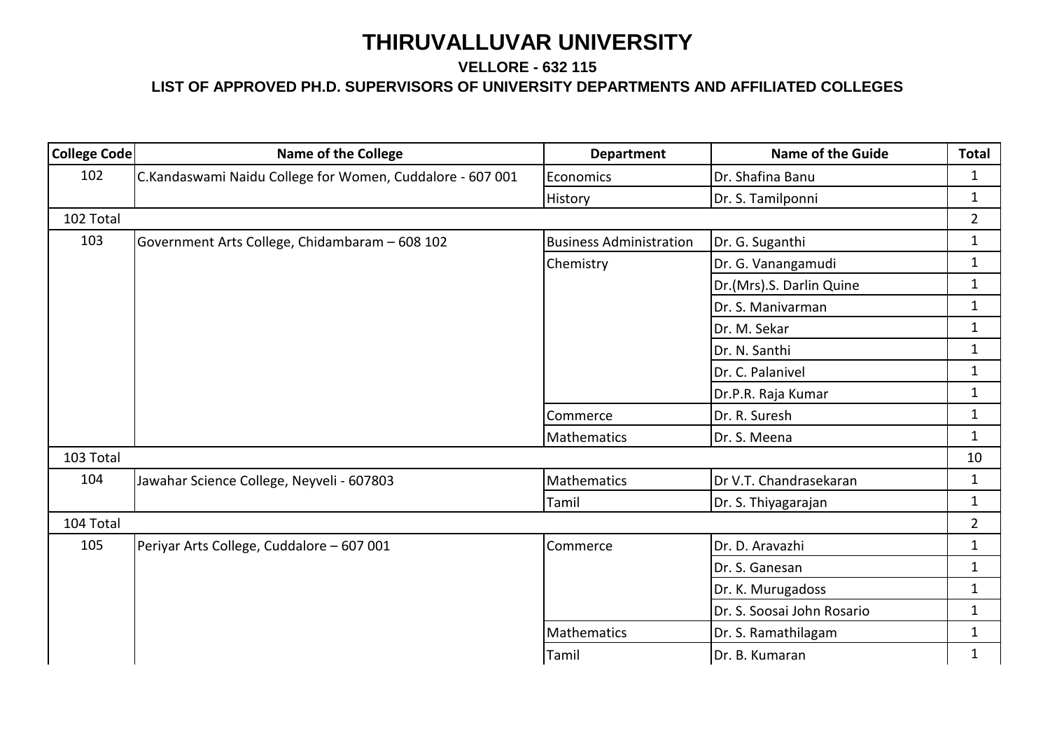# THIRUVALLUVAR UNIVERSITY

**VELLORE - 632 115**

**LIST OF APPROVED PH.D. SUPERVISORS OF UNIVERSITY DEPARTMENTS AND AFFILIATED COLLEGES**

| College Code | Name of the College | Department | Name of the Guide | Total |
|---|---|---|---|---|
| 102 | C.Kandaswami Naidu College for Women, Cuddalore - 607 001 | Economics | Dr. Shafina Banu | 1 |
| | | History | Dr. S. Tamilponni | 1 |
| 102 Total | | | | 2 |
| 103 | Government Arts College, Chidambaram – 608 102 | Business Administration | Dr. G. Suganthi | 1 |
| | | Chemistry | Dr. G. Vanangamudi | 1 |
| | | | Dr.(Mrs).S. Darlin Quine | 1 |
| | | | Dr. S. Manivarman | 1 |
| | | | Dr. M. Sekar | 1 |
| | | | Dr. N. Santhi | 1 |
| | | | Dr. C. Palanivel | 1 |
| | | | Dr.P.R. Raja Kumar | 1 |
| | | Commerce | Dr. R. Suresh | 1 |
| | | Mathematics | Dr. S. Meena | 1 |
| 103 Total | | | | 10 |
| 104 | Jawahar Science College, Neyveli - 607803 | Mathematics | Dr V.T. Chandrasekaran | 1 |
| | | Tamil | Dr. S. Thiyagarajan | 1 |
| 104 Total | | | | 2 |
| 105 | Periyar Arts College, Cuddalore – 607 001 | Commerce | Dr. D. Aravazhi | 1 |
| | | | Dr. S. Ganesan | 1 |
| | | | Dr. K. Murugadoss | 1 |
| | | | Dr. S. Soosai John Rosario | 1 |
| | | Mathematics | Dr. S. Ramathilagam | 1 |
| | | Tamil | Dr. B. Kumaran | 1 |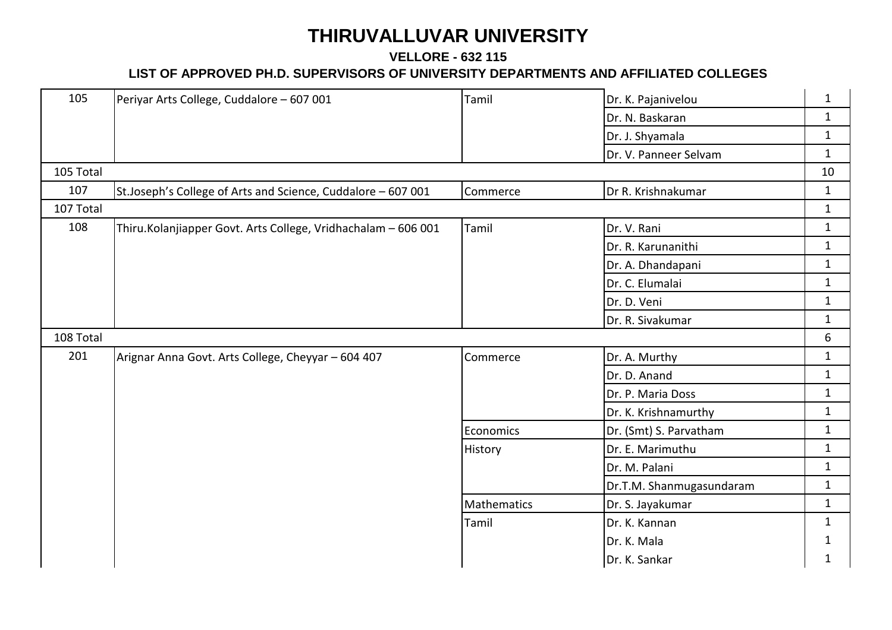# THIRUVALLUVAR UNIVERSITY

**VELLORE - 632 115**

**LIST OF APPROVED PH.D. SUPERVISORS OF UNIVERSITY DEPARTMENTS AND AFFILIATED COLLEGES**

| | | | | |
|---|---|---|---|---|
| 105 | Periyar Arts College, Cuddalore – 607 001 | Tamil | Dr. K. Pajanivelou | 1 |
| | | | Dr. N. Baskaran | 1 |
| | | | Dr. J. Shyamala | 1 |
| | | | Dr. V. Panneer Selvam | 1 |
| 105 Total | | | | 10 |
| 107 | St.Joseph's College of Arts and Science, Cuddalore – 607 001 | Commerce | Dr R. Krishnakumar | 1 |
| 107 Total | | | | 1 |
| 108 | Thiru.Kolanjiapper Govt. Arts College, Vridhachalam – 606 001 | Tamil | Dr. V. Rani | 1 |
| | | | Dr. R. Karunanithi | 1 |
| | | | Dr. A. Dhandapani | 1 |
| | | | Dr. C. Elumalai | 1 |
| | | | Dr. D. Veni | 1 |
| | | | Dr. R. Sivakumar | 1 |
| 108 Total | | | | 6 |
| 201 | Arignar Anna Govt. Arts College, Cheyyar – 604 407 | Commerce | Dr. A. Murthy | 1 |
| | | | Dr. D. Anand | 1 |
| | | | Dr. P. Maria Doss | 1 |
| | | | Dr. K. Krishnamurthy | 1 |
| | | Economics | Dr. (Smt) S. Parvatham | 1 |
| | | History | Dr. E. Marimuthu | 1 |
| | | | Dr. M. Palani | 1 |
| | | | Dr.T.M. Shanmugasundaram | 1 |
| | | Mathematics | Dr. S. Jayakumar | 1 |
| | | Tamil | Dr. K. Kannan | 1 |
| | | | Dr. K. Mala | 1 |
| | | | Dr. K. Sankar | 1 |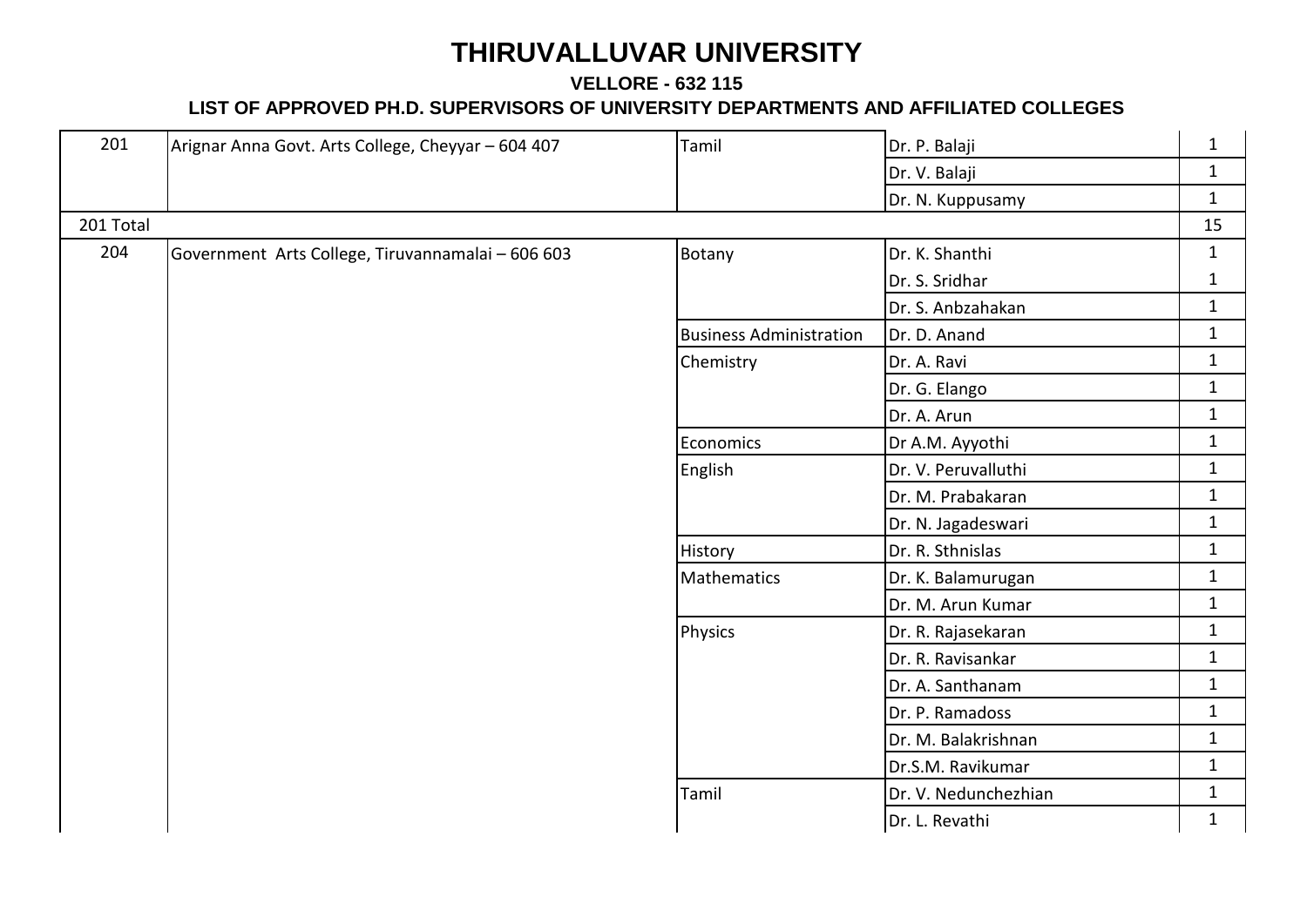# THIRUVALLUVAR UNIVERSITY

**VELLORE - 632 115**

**LIST OF APPROVED PH.D. SUPERVISORS OF UNIVERSITY DEPARTMENTS AND AFFILIATED COLLEGES**

| | | | | |
|---|---|---|---|---|
| 201 | Arignar Anna Govt. Arts College, Cheyyar – 604 407 | Tamil | Dr. P. Balaji | 1 |
| | | | Dr. V. Balaji | 1 |
| | | | Dr. N. Kuppusamy | 1 |
| 201 Total | | | | 15 |
| 204 | Government Arts College, Tiruvannamalai – 606 603 | Botany | Dr. K. Shanthi | 1 |
| | | | Dr. S. Sridhar | 1 |
| | | | Dr. S. Anbzahakan | 1 |
| | | Business Administration | Dr. D. Anand | 1 |
| | | Chemistry | Dr. A. Ravi | 1 |
| | | | Dr. G. Elango | 1 |
| | | | Dr. A. Arun | 1 |
| | | Economics | Dr A.M. Ayyothi | 1 |
| | | English | Dr. V. Peruvalluthi | 1 |
| | | | Dr. M. Prabakaran | 1 |
| | | | Dr. N. Jagadeswari | 1 |
| | | History | Dr. R. Sthnislas | 1 |
| | | Mathematics | Dr. K. Balamurugan | 1 |
| | | | Dr. M. Arun Kumar | 1 |
| | | Physics | Dr. R. Rajasekaran | 1 |
| | | | Dr. R. Ravisankar | 1 |
| | | | Dr. A. Santhanam | 1 |
| | | | Dr. P. Ramadoss | 1 |
| | | | Dr. M. Balakrishnan | 1 |
| | | | Dr.S.M. Ravikumar | 1 |
| | | Tamil | Dr. V. Nedunchezhian | 1 |
| | | | Dr. L. Revathi | 1 |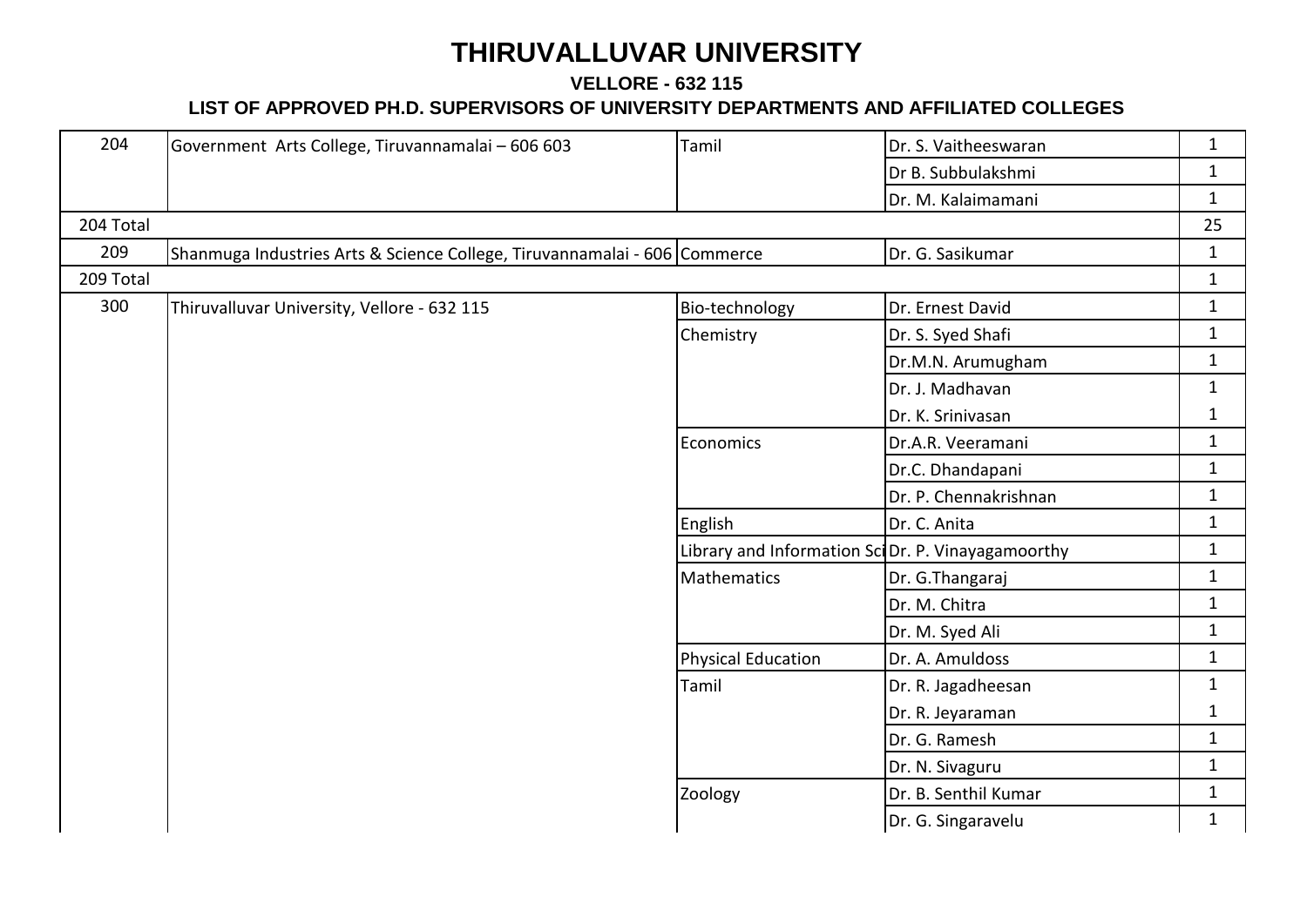# THIRUVALLUVAR UNIVERSITY

**VELLORE - 632 115**

**LIST OF APPROVED PH.D. SUPERVISORS OF UNIVERSITY DEPARTMENTS AND AFFILIATED COLLEGES**

| | | | | |
|---|---|---|---|---|
| 204 | Government Arts College, Tiruvannamalai – 606 603 | Tamil | Dr. S. Vaitheeswaran | 1 |
| | | | Dr B. Subbulakshmi | 1 |
| | | | Dr. M. Kalaimamani | 1 |
| 204 Total | | | | 25 |
| 209 | Shanmuga Industries Arts & Science College, Tiruvannamalai - 606 | Commerce | Dr. G. Sasikumar | 1 |
| 209 Total | | | | 1 |
| 300 | Thiruvalluvar University, Vellore - 632 115 | Bio-technology | Dr. Ernest David | 1 |
| | | Chemistry | Dr. S. Syed Shafi | 1 |
| | | | Dr.M.N. Arumugham | 1 |
| | | | Dr. J. Madhavan | 1 |
| | | | Dr. K. Srinivasan | 1 |
| | | Economics | Dr.A.R. Veeramani | 1 |
| | | | Dr.C. Dhandapani | 1 |
| | | | Dr. P. Chennakrishnan | 1 |
| | | English | Dr. C. Anita | 1 |
| | | Library and Information Sci | Dr. P. Vinayagamoorthy | 1 |
| | | Mathematics | Dr. G.Thangaraj | 1 |
| | | | Dr. M. Chitra | 1 |
| | | | Dr. M. Syed Ali | 1 |
| | | Physical Education | Dr. A. Amuldoss | 1 |
| | | Tamil | Dr. R. Jagadheesan | 1 |
| | | | Dr. R. Jeyaraman | 1 |
| | | | Dr. G. Ramesh | 1 |
| | | | Dr. N. Sivaguru | 1 |
| | | Zoology | Dr. B. Senthil Kumar | 1 |
| | | | Dr. G. Singaravelu | 1 |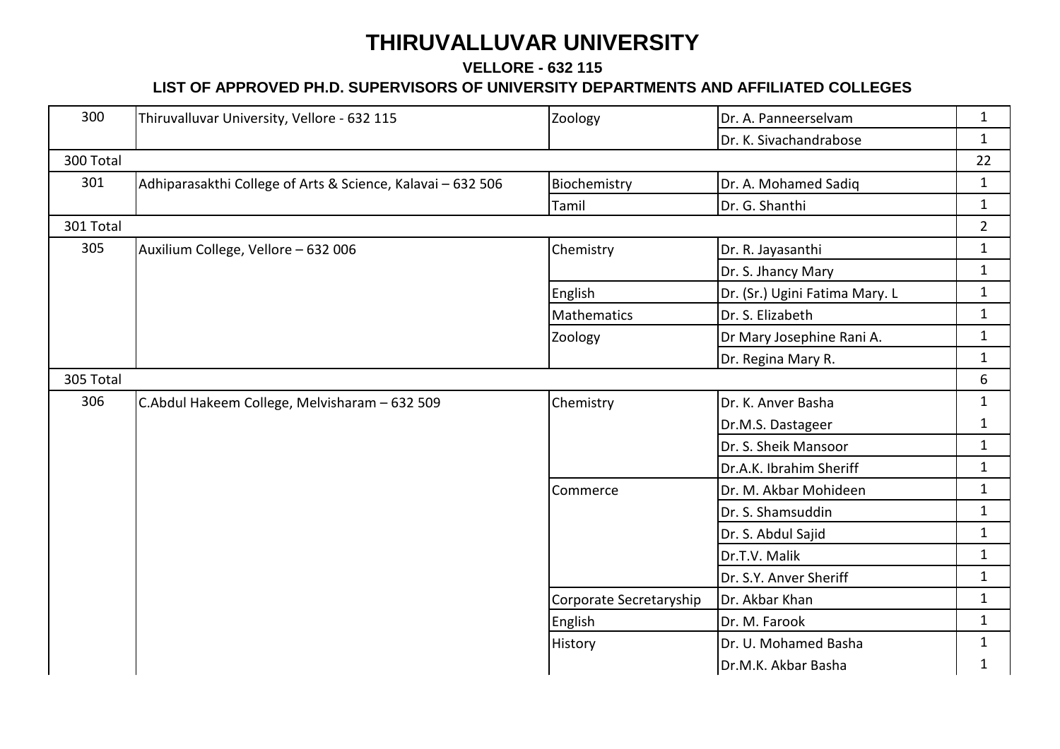# THIRUVALLUVAR UNIVERSITY

**VELLORE - 632 115**

**LIST OF APPROVED PH.D. SUPERVISORS OF UNIVERSITY DEPARTMENTS AND AFFILIATED COLLEGES**

| | | | | |
|---|---|---|---|---|
| 300 | Thiruvalluvar University, Vellore - 632 115 | Zoology | Dr. A. Panneerselvam | 1 |
| | | | Dr. K. Sivachandrabose | 1 |
| 300 Total | | | | 22 |
| 301 | Adhiparasakthi College of Arts & Science, Kalavai – 632 506 | Biochemistry | Dr. A. Mohamed Sadiq | 1 |
| | | Tamil | Dr. G. Shanthi | 1 |
| 301 Total | | | | 2 |
| 305 | Auxilium College, Vellore – 632 006 | Chemistry | Dr. R. Jayasanthi | 1 |
| | | | Dr. S. Jhancy Mary | 1 |
| | | English | Dr. (Sr.) Ugini Fatima Mary. L | 1 |
| | | Mathematics | Dr. S. Elizabeth | 1 |
| | | Zoology | Dr Mary Josephine Rani A. | 1 |
| | | | Dr. Regina Mary R. | 1 |
| 305 Total | | | | 6 |
| 306 | C.Abdul Hakeem College, Melvisharam – 632 509 | Chemistry | Dr. K. Anver Basha | 1 |
| | | | Dr.M.S. Dastageer | 1 |
| | | | Dr. S. Sheik Mansoor | 1 |
| | | | Dr.A.K. Ibrahim Sheriff | 1 |
| | | Commerce | Dr. M. Akbar Mohideen | 1 |
| | | | Dr. S. Shamsuddin | 1 |
| | | | Dr. S. Abdul Sajid | 1 |
| | | | Dr.T.V. Malik | 1 |
| | | | Dr. S.Y. Anver Sheriff | 1 |
| | | Corporate Secretaryship | Dr. Akbar Khan | 1 |
| | | English | Dr. M. Farook | 1 |
| | | History | Dr. U. Mohamed Basha | 1 |
| | | | Dr.M.K. Akbar Basha | 1 |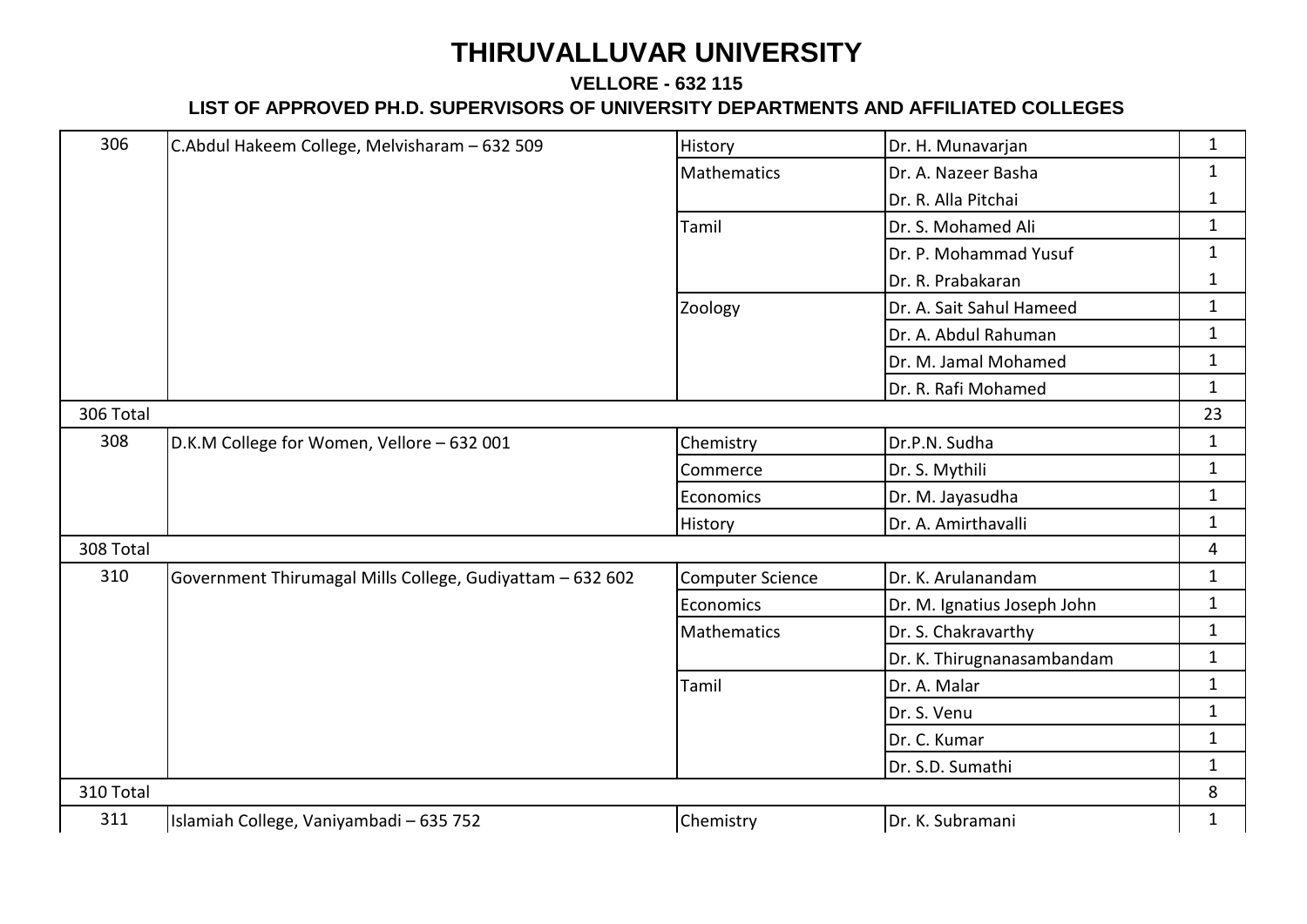# THIRUVALLUVAR UNIVERSITY

**VELLORE - 632 115**

**LIST OF APPROVED PH.D. SUPERVISORS OF UNIVERSITY DEPARTMENTS AND AFFILIATED COLLEGES**

| | | | | |
|---|---|---|---|---|
| 306 | C.Abdul Hakeem College, Melvisharam – 632 509 | History | Dr. H. Munavarjan | 1 |
| | | Mathematics | Dr. A. Nazeer Basha | 1 |
| | | | Dr. R. Alla Pitchai | 1 |
| | | Tamil | Dr. S. Mohamed Ali | 1 |
| | | | Dr. P. Mohammad Yusuf | 1 |
| | | | Dr. R. Prabakaran | 1 |
| | | Zoology | Dr. A. Sait Sahul Hameed | 1 |
| | | | Dr. A. Abdul Rahuman | 1 |
| | | | Dr. M. Jamal Mohamed | 1 |
| | | | Dr. R. Rafi Mohamed | 1 |
| 306 Total | | | | 23 |
| 308 | D.K.M College for Women, Vellore – 632 001 | Chemistry | Dr.P.N. Sudha | 1 |
| | | Commerce | Dr. S. Mythili | 1 |
| | | Economics | Dr. M. Jayasudha | 1 |
| | | History | Dr. A. Amirthavalli | 1 |
| 308 Total | | | | 4 |
| 310 | Government Thirumagal Mills College, Gudiyattam – 632 602 | Computer Science | Dr. K. Arulanandam | 1 |
| | | Economics | Dr. M. Ignatius Joseph John | 1 |
| | | Mathematics | Dr. S. Chakravarthy | 1 |
| | | | Dr. K. Thirugnanasambandam | 1 |
| | | Tamil | Dr. A. Malar | 1 |
| | | | Dr. S. Venu | 1 |
| | | | Dr. C. Kumar | 1 |
| | | | Dr. S.D. Sumathi | 1 |
| 310 Total | | | | 8 |
| 311 | Islamiah College, Vaniyambadi – 635 752 | Chemistry | Dr. K. Subramani | 1 |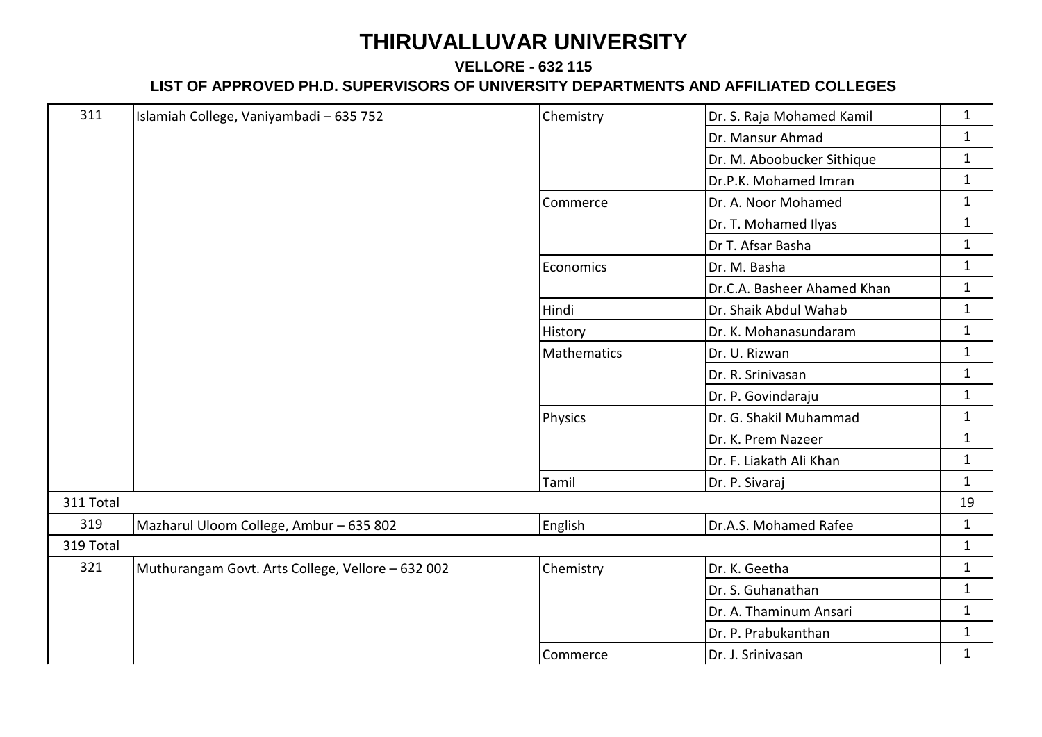# THIRUVALLUVAR UNIVERSITY

**VELLORE - 632 115**

**LIST OF APPROVED PH.D. SUPERVISORS OF UNIVERSITY DEPARTMENTS AND AFFILIATED COLLEGES**

| | | | | |
|---|---|---|---|---|
| 311 | Islamiah College, Vaniyambadi – 635 752 | Chemistry | Dr. S. Raja Mohamed Kamil | 1 |
| | | | Dr. Mansur Ahmad | 1 |
| | | | Dr. M. Aboobucker Sithique | 1 |
| | | | Dr.P.K. Mohamed Imran | 1 |
| | | Commerce | Dr. A. Noor Mohamed | 1 |
| | | | Dr. T. Mohamed Ilyas | 1 |
| | | | Dr T. Afsar Basha | 1 |
| | | Economics | Dr. M. Basha | 1 |
| | | | Dr.C.A. Basheer Ahamed Khan | 1 |
| | | Hindi | Dr. Shaik Abdul Wahab | 1 |
| | | History | Dr. K. Mohanasundaram | 1 |
| | | Mathematics | Dr. U. Rizwan | 1 |
| | | | Dr. R. Srinivasan | 1 |
| | | | Dr. P. Govindaraju | 1 |
| | | Physics | Dr. G. Shakil Muhammad | 1 |
| | | | Dr. K. Prem Nazeer | 1 |
| | | | Dr. F. Liakath Ali Khan | 1 |
| | | Tamil | Dr. P. Sivaraj | 1 |
| 311 Total | | | | 19 |
| 319 | Mazharul Uloom College, Ambur – 635 802 | English | Dr.A.S. Mohamed Rafee | 1 |
| 319 Total | | | | 1 |
| 321 | Muthurangam Govt. Arts College, Vellore – 632 002 | Chemistry | Dr. K. Geetha | 1 |
| | | | Dr. S. Guhanathan | 1 |
| | | | Dr. A. Thaminum Ansari | 1 |
| | | | Dr. P. Prabukanthan | 1 |
| | | Commerce | Dr. J. Srinivasan | 1 |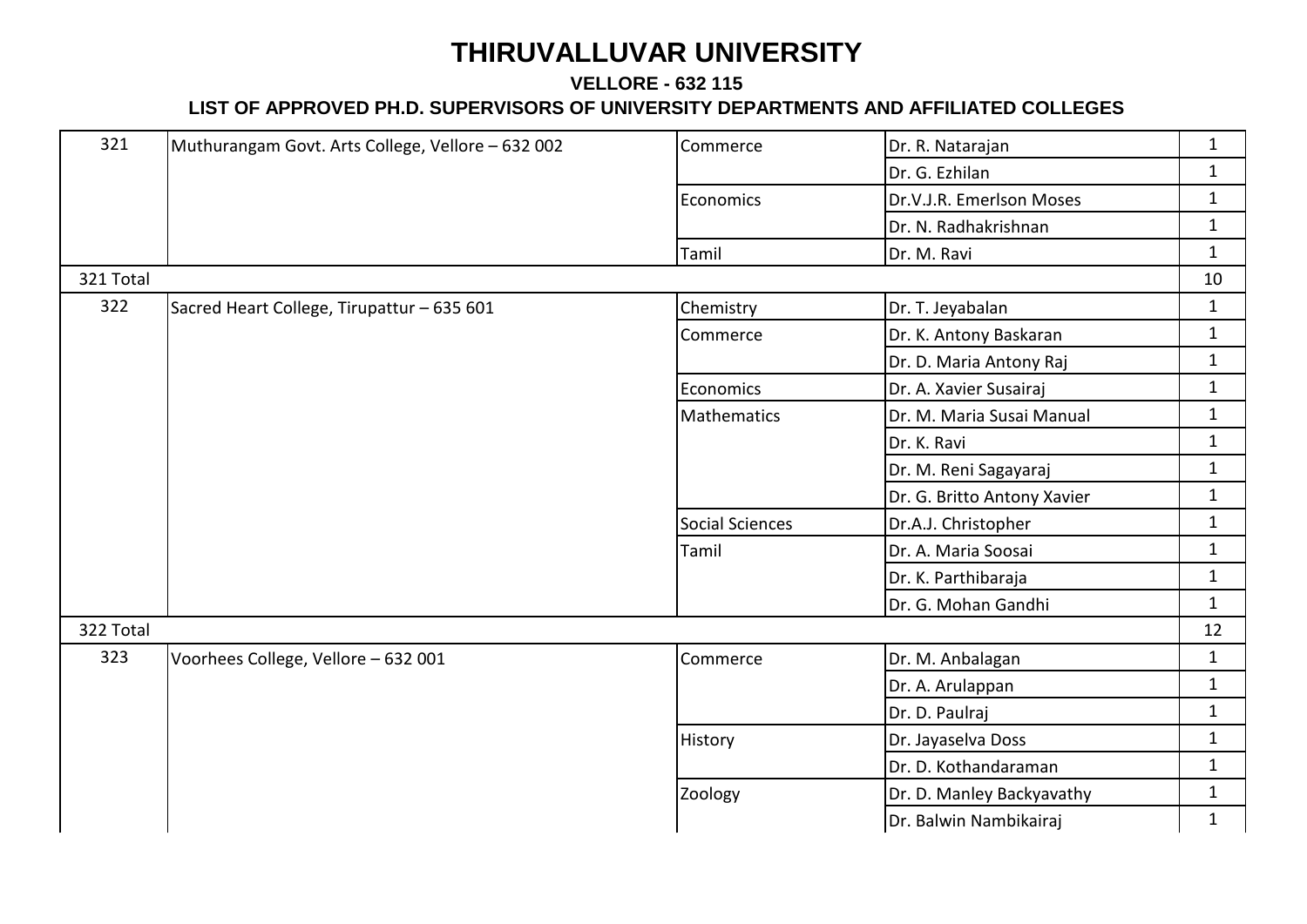# THIRUVALLUVAR UNIVERSITY

**VELLORE - 632 115**

**LIST OF APPROVED PH.D. SUPERVISORS OF UNIVERSITY DEPARTMENTS AND AFFILIATED COLLEGES**

| | | | | |
|---|---|---|---|---|
| 321 | Muthurangam Govt. Arts College, Vellore – 632 002 | Commerce | Dr. R. Natarajan | 1 |
| | | | Dr. G. Ezhilan | 1 |
| | | Economics | Dr.V.J.R. Emerlson Moses | 1 |
| | | | Dr. N. Radhakrishnan | 1 |
| | | Tamil | Dr. M. Ravi | 1 |
| 321 Total | | | | 10 |
| 322 | Sacred Heart College, Tirupattur – 635 601 | Chemistry | Dr. T. Jeyabalan | 1 |
| | | Commerce | Dr. K. Antony Baskaran | 1 |
| | | | Dr. D. Maria Antony Raj | 1 |
| | | Economics | Dr. A. Xavier Susairaj | 1 |
| | | Mathematics | Dr. M. Maria Susai Manual | 1 |
| | | | Dr. K. Ravi | 1 |
| | | | Dr. M. Reni Sagayaraj | 1 |
| | | | Dr. G. Britto Antony Xavier | 1 |
| | | Social Sciences | Dr.A.J. Christopher | 1 |
| | | Tamil | Dr. A. Maria Soosai | 1 |
| | | | Dr. K. Parthibaraja | 1 |
| | | | Dr. G. Mohan Gandhi | 1 |
| 322 Total | | | | 12 |
| 323 | Voorhees College, Vellore – 632 001 | Commerce | Dr. M. Anbalagan | 1 |
| | | | Dr. A. Arulappan | 1 |
| | | | Dr. D. Paulraj | 1 |
| | | History | Dr. Jayaselva Doss | 1 |
| | | | Dr. D. Kothandaraman | 1 |
| | | Zoology | Dr. D. Manley Backyavathy | 1 |
| | | | Dr. Balwin Nambikairaj | 1 |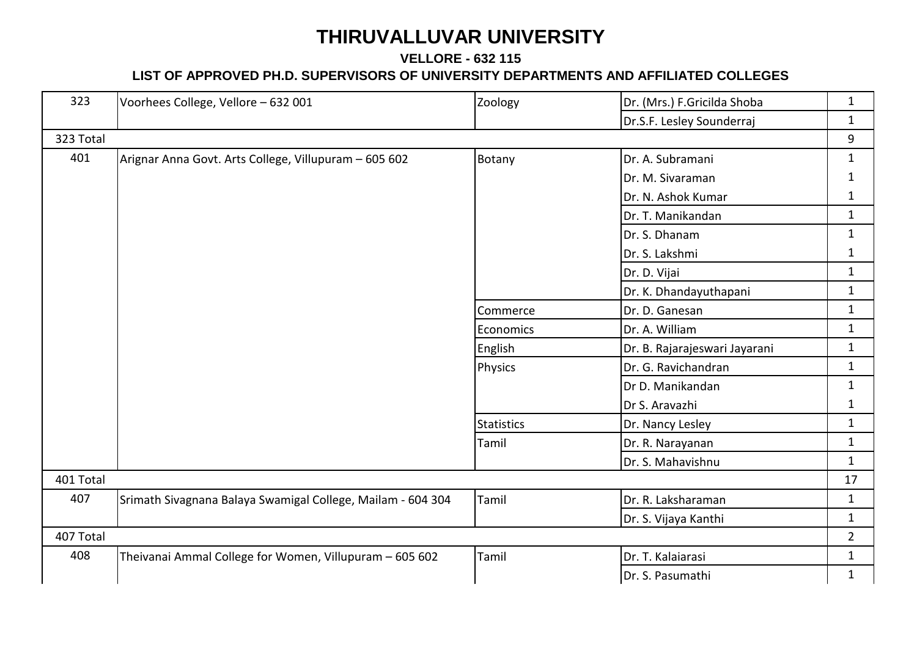# THIRUVALLUVAR UNIVERSITY

**VELLORE - 632 115**

**LIST OF APPROVED PH.D. SUPERVISORS OF UNIVERSITY DEPARTMENTS AND AFFILIATED COLLEGES**

| | | | | |
|---|---|---|---|---|
| 323 | Voorhees College, Vellore – 632 001 | Zoology | Dr. (Mrs.) F.Gricilda Shoba | 1 |
| | | | Dr.S.F. Lesley Sounderraj | 1 |
| 323 Total | | | | 9 |
| 401 | Arignar Anna Govt. Arts College, Villupuram – 605 602 | Botany | Dr. A. Subramani | 1 |
| | | | Dr. M. Sivaraman | 1 |
| | | | Dr. N. Ashok Kumar | 1 |
| | | | Dr. T. Manikandan | 1 |
| | | | Dr. S. Dhanam | 1 |
| | | | Dr. S. Lakshmi | 1 |
| | | | Dr. D. Vijai | 1 |
| | | | Dr. K. Dhandayuthapani | 1 |
| | | Commerce | Dr. D. Ganesan | 1 |
| | | Economics | Dr. A. William | 1 |
| | | English | Dr. B. Rajarajeswari Jayarani | 1 |
| | | Physics | Dr. G. Ravichandran | 1 |
| | | | Dr D. Manikandan | 1 |
| | | | Dr S. Aravazhi | 1 |
| | | Statistics | Dr. Nancy Lesley | 1 |
| | | Tamil | Dr. R. Narayanan | 1 |
| | | | Dr. S. Mahavishnu | 1 |
| 401 Total | | | | 17 |
| 407 | Srimath Sivagnana Balaya Swamigal College, Mailam - 604 304 | Tamil | Dr. R. Laksharaman | 1 |
| | | | Dr. S. Vijaya Kanthi | 1 |
| 407 Total | | | | 2 |
| 408 | Theivanai Ammal College for Women, Villupuram – 605 602 | Tamil | Dr. T. Kalaiarasi | 1 |
| | | | Dr. S. Pasumathi | 1 |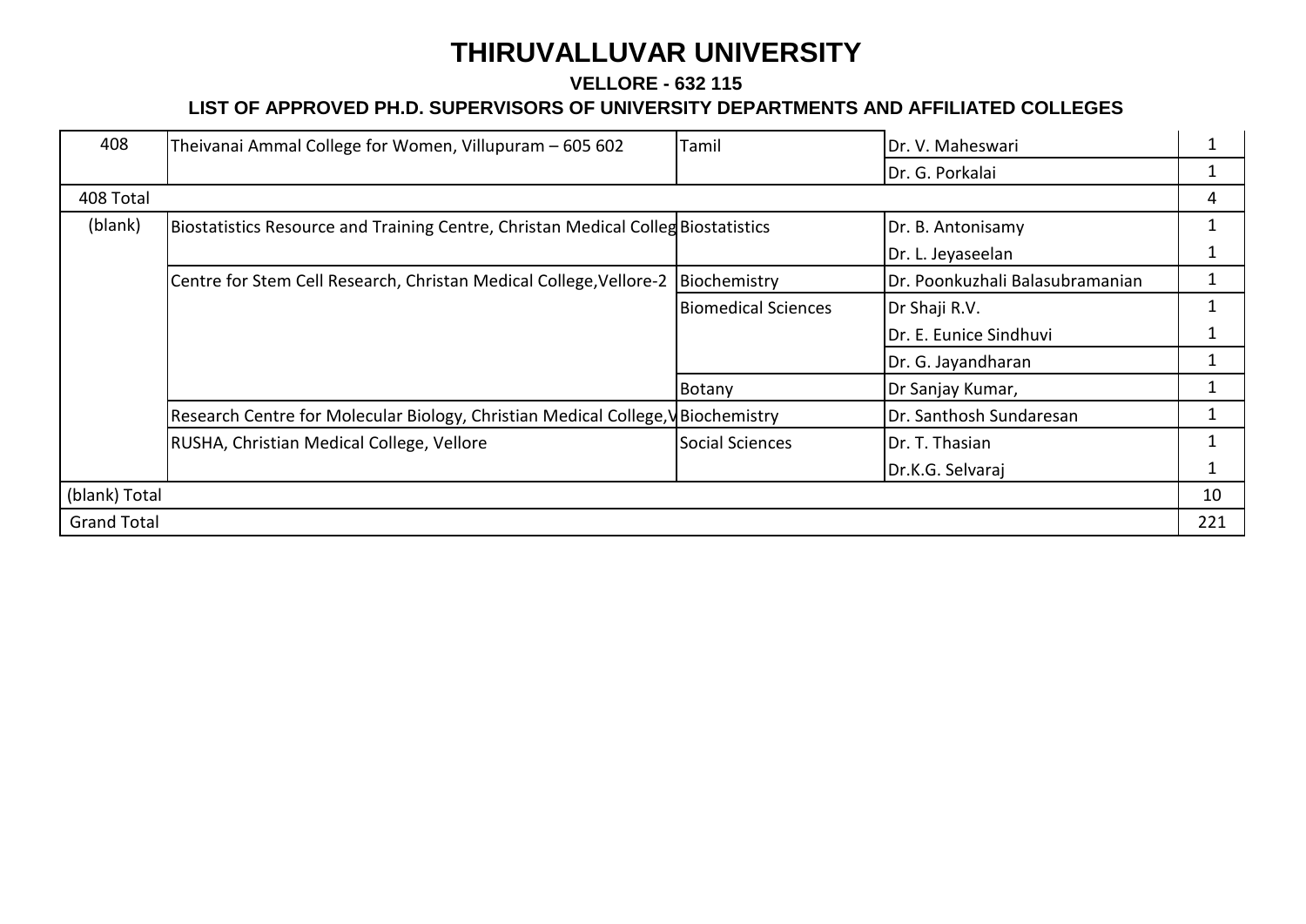# THIRUVALLUVAR UNIVERSITY

**VELLORE - 632 115**

**LIST OF APPROVED PH.D. SUPERVISORS OF UNIVERSITY DEPARTMENTS AND AFFILIATED COLLEGES**

| | | | | |
|---|---|---|---|---|
| 408 | Theivanai Ammal College for Women, Villupuram – 605 602 | Tamil | Dr. V. Maheswari | 1 |
| | | | Dr. G. Porkalai | 1 |
| 408 Total | | | | 4 |
| (blank) | Biostatistics Resource and Training Centre, Christan Medical Colleg | Biostatistics | Dr. B. Antonisamy | 1 |
| | | | Dr. L. Jeyaseelan | 1 |
| | Centre for Stem Cell Research, Christan Medical College,Vellore-2 | Biochemistry | Dr. Poonkuzhali Balasubramanian | 1 |
| | | Biomedical Sciences | Dr Shaji R.V. | 1 |
| | | | Dr. E. Eunice Sindhuvi | 1 |
| | | | Dr. G. Jayandharan | 1 |
| | | Botany | Dr Sanjay Kumar, | 1 |
| | Research Centre for Molecular Biology, Christian Medical College,V | Biochemistry | Dr. Santhosh Sundaresan | 1 |
| | RUSHA, Christian Medical College, Vellore | Social Sciences | Dr. T. Thasian | 1 |
| | | | Dr.K.G. Selvaraj | 1 |
| (blank) Total | | | | 10 |
| Grand Total | | | | 221 |